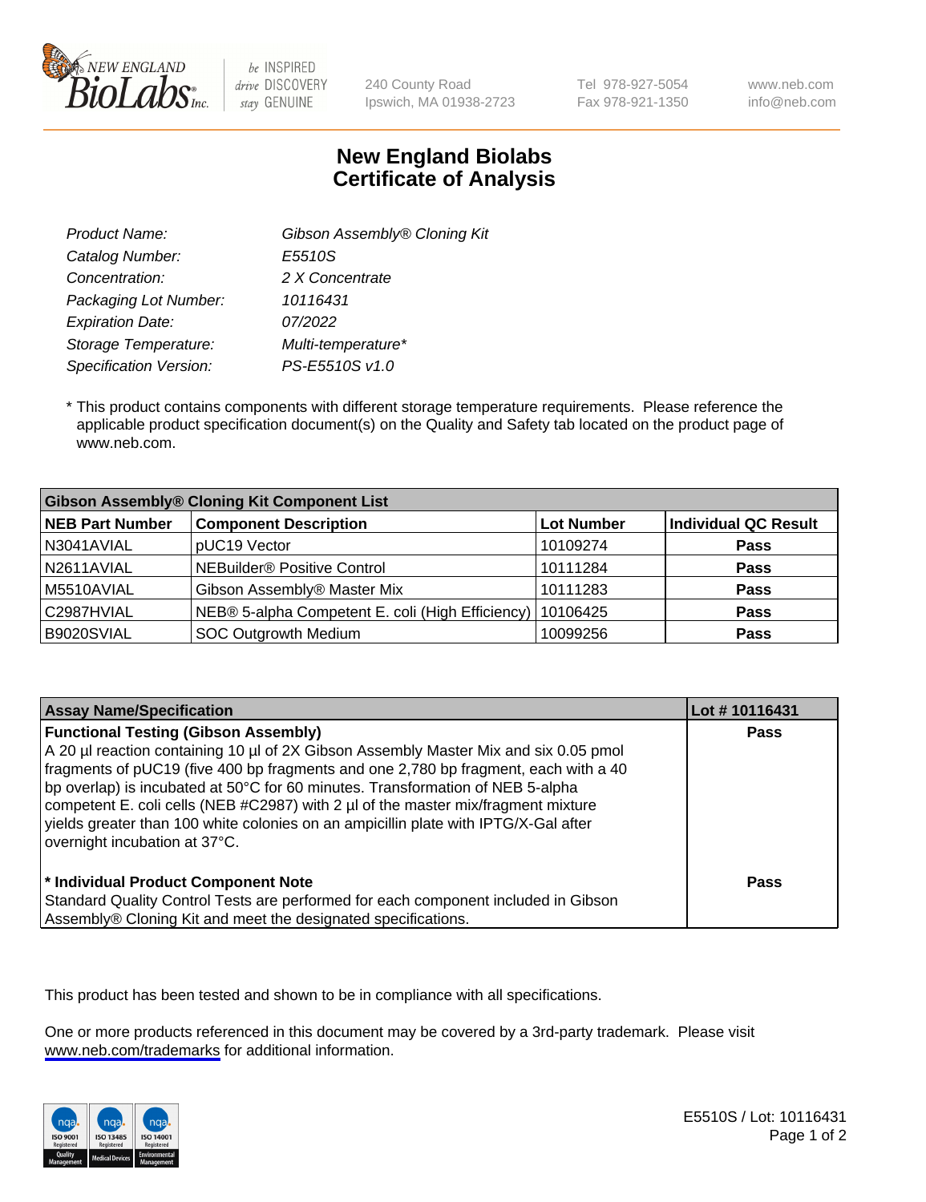New England BioLabs Inc. — be INSPIRED drive DISCOVERY stay GENUINE

240 County Road
Ipswich, MA 01938-2723

Tel 978-927-5054
Fax 978-921-1350

www.neb.com
info@neb.com

# New England Biolabs Certificate of Analysis

| | |
|---|---|
| *Product Name:* | *Gibson Assembly® Cloning Kit* |
| *Catalog Number:* | *E5510S* |
| *Concentration:* | *2 X Concentrate* |
| *Packaging Lot Number:* | *10116431* |
| *Expiration Date:* | *07/2022* |
| *Storage Temperature:* | *Multi-temperature** |
| *Specification Version:* | *PS-E5510S v1.0* |

\* This product contains components with different storage temperature requirements. Please reference the applicable product specification document(s) on the Quality and Safety tab located on the product page of www.neb.com.

| Gibson Assembly® Cloning Kit Component List | | | |
|---|---|---|---|
| **NEB Part Number** | **Component Description** | **Lot Number** | **Individual QC Result** |
| N3041AVIAL | pUC19 Vector | 10109274 | **Pass** |
| N2611AVIAL | NEBuilder® Positive Control | 10111284 | **Pass** |
| M5510AVIAL | Gibson Assembly® Master Mix | 10111283 | **Pass** |
| C2987HVIAL | NEB® 5-alpha Competent E. coli (High Efficiency) | 10106425 | **Pass** |
| B9020SVIAL | SOC Outgrowth Medium | 10099256 | **Pass** |

| Assay Name/Specification | Lot # 10116431 |
|---|---|
| **Functional Testing (Gibson Assembly)**<br>A 20 µl reaction containing 10 µl of 2X Gibson Assembly Master Mix and six 0.05 pmol fragments of pUC19 (five 400 bp fragments and one 2,780 bp fragment, each with a 40 bp overlap) is incubated at 50°C for 60 minutes. Transformation of NEB 5-alpha competent E. coli cells (NEB #C2987) with 2 µl of the master mix/fragment mixture yields greater than 100 white colonies on an ampicillin plate with IPTG/X-Gal after overnight incubation at 37°C. | **Pass** |
| **\* Individual Product Component Note**<br>Standard Quality Control Tests are performed for each component included in Gibson Assembly® Cloning Kit and meet the designated specifications. | **Pass** |

This product has been tested and shown to be in compliance with all specifications.

One or more products referenced in this document may be covered by a 3rd-party trademark. Please visit www.neb.com/trademarks for additional information.

E5510S / Lot: 10116431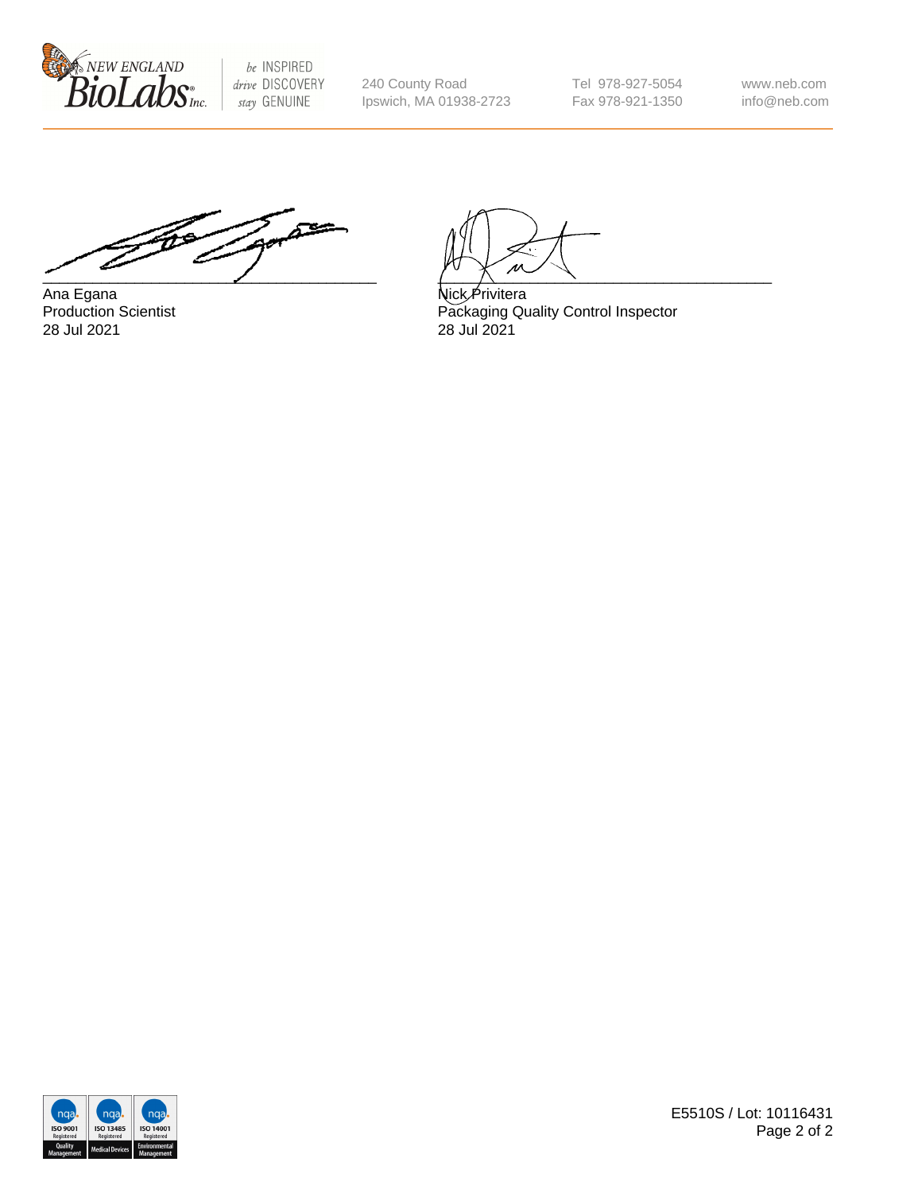Ana Egana
Production Scientist
28 Jul 2021

Nick Privitera
Packaging Quality Control Inspector
28 Jul 2021

E5510S / Lot: 10116431